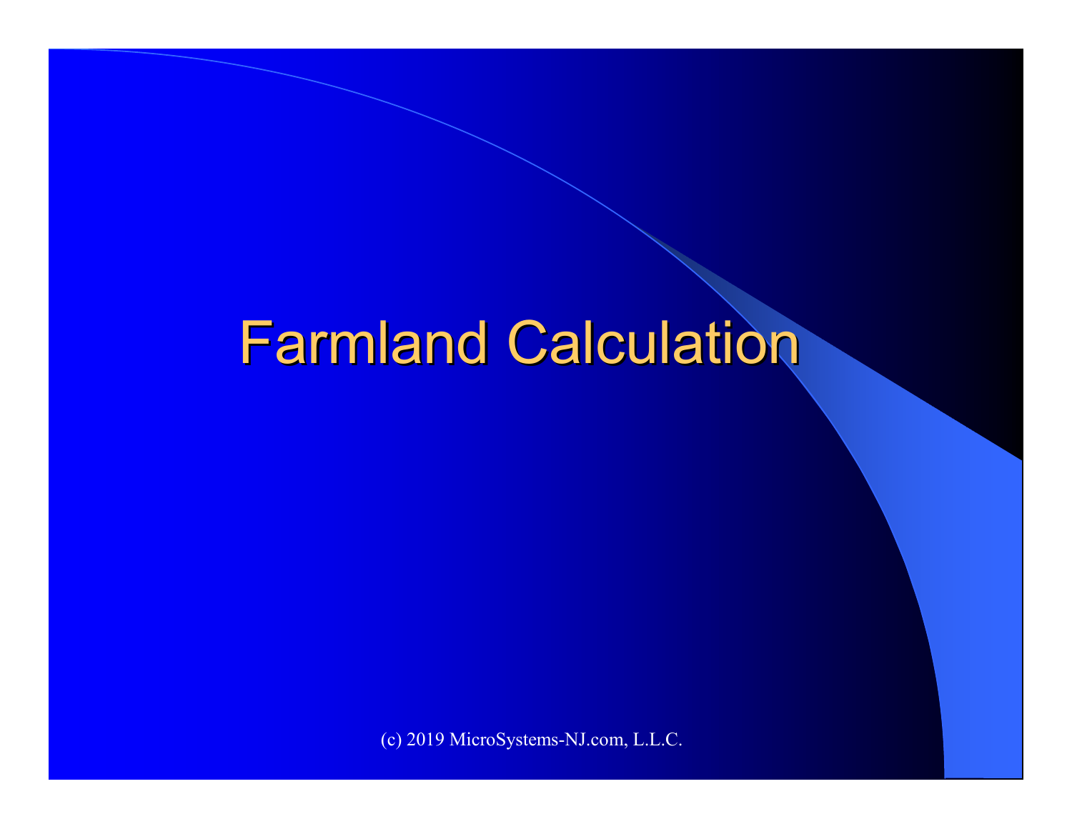# Farmland Calculation

(c) 2019 MicroSystems-NJ.com, L.L.C.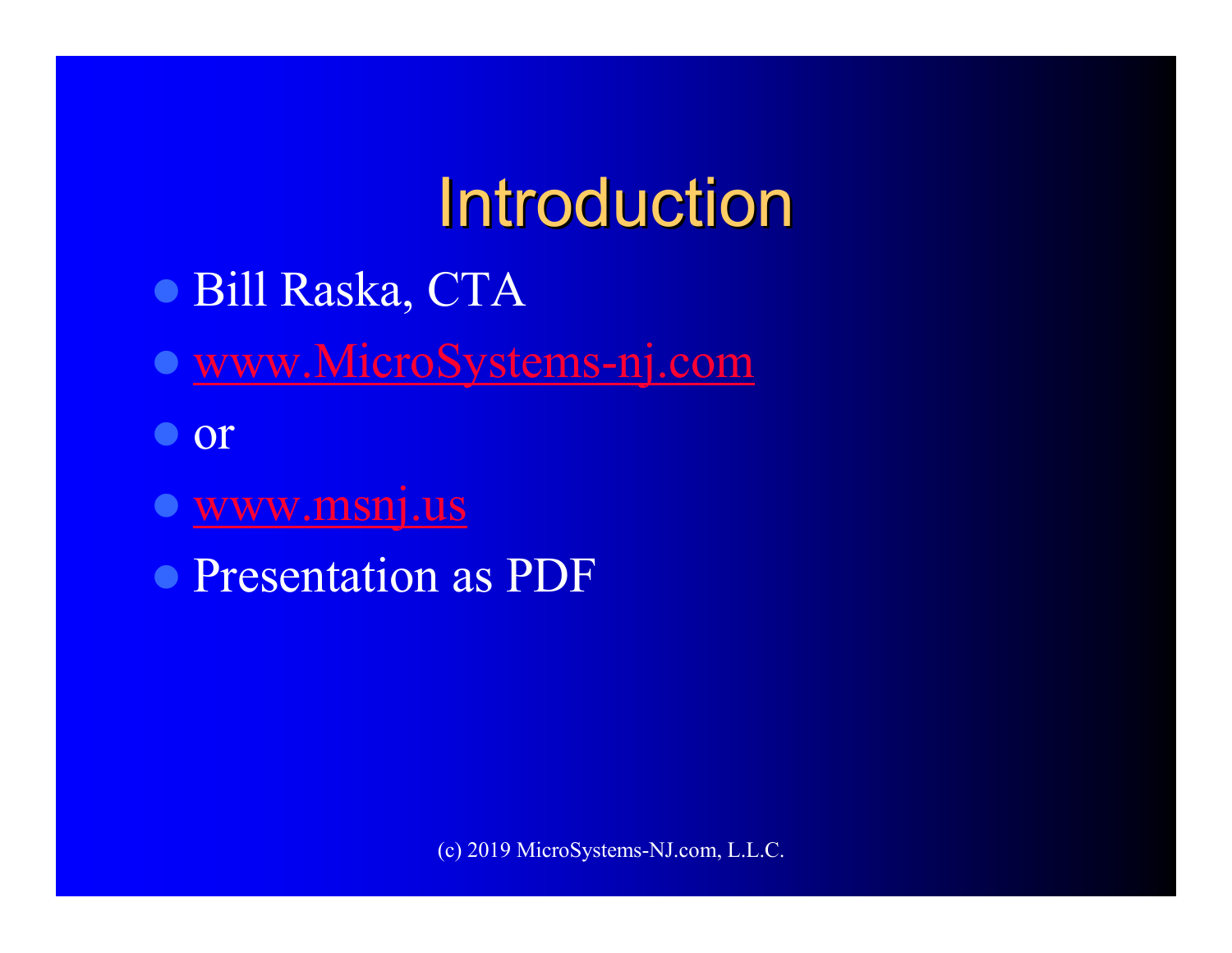# Introduction

- Bill Raska, CTA
- www.MicroSystems-nj.com
- or
- www.msnj.us
- Presentation as PDF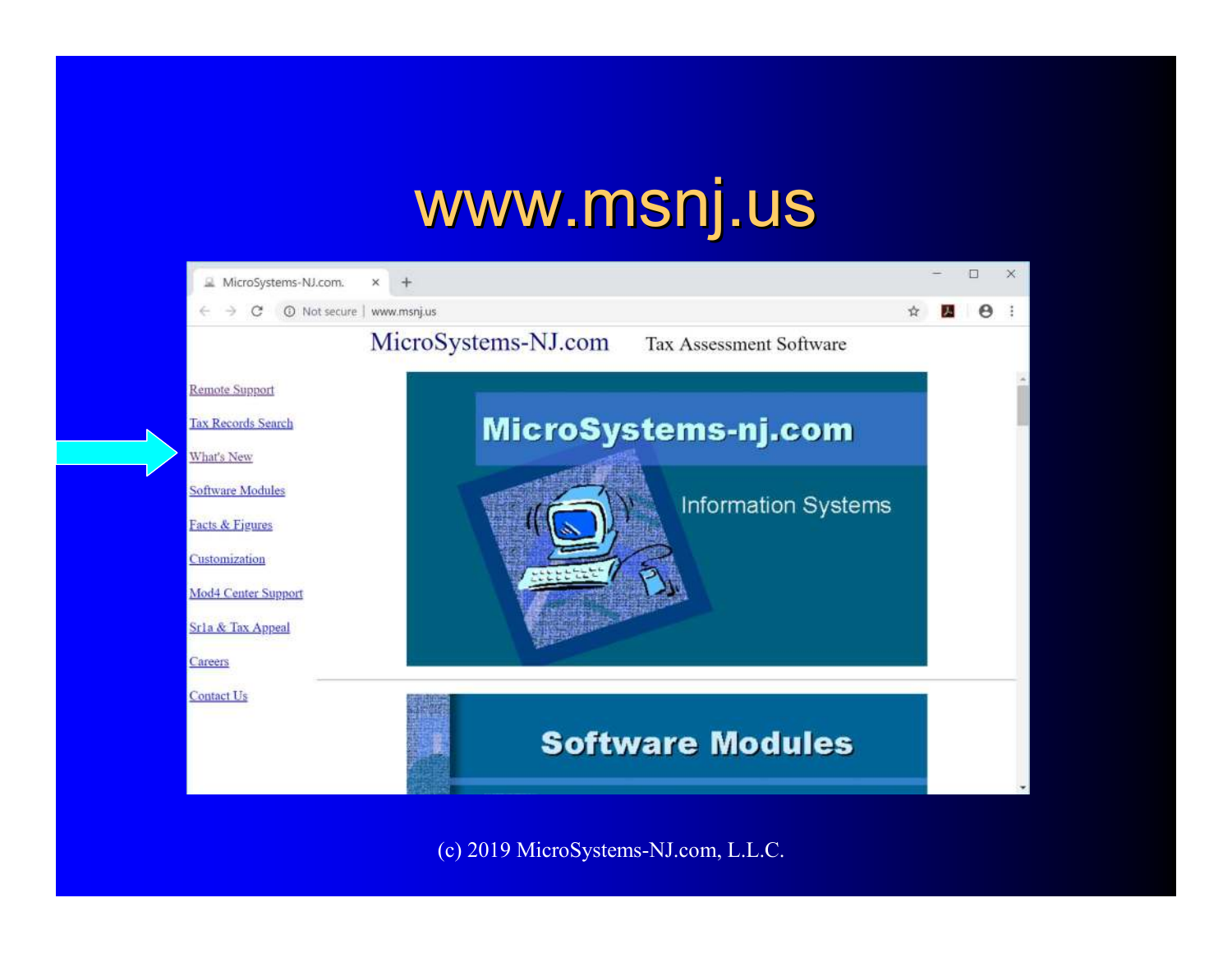# www.msnj.us

MicroSystems-NJ.com — Tax Assessment Software

- Remote Support
- Tax Records Search
- What's New
- Software Modules
- Facts & Figures
- Customization
- Mod4 Center Support
- Srla & Tax Appeal
- Careers
- Contact Us

MicroSystems-nj.com

Information Systems

Software Modules

(c) 2019 MicroSystems-NJ.com, L.L.C.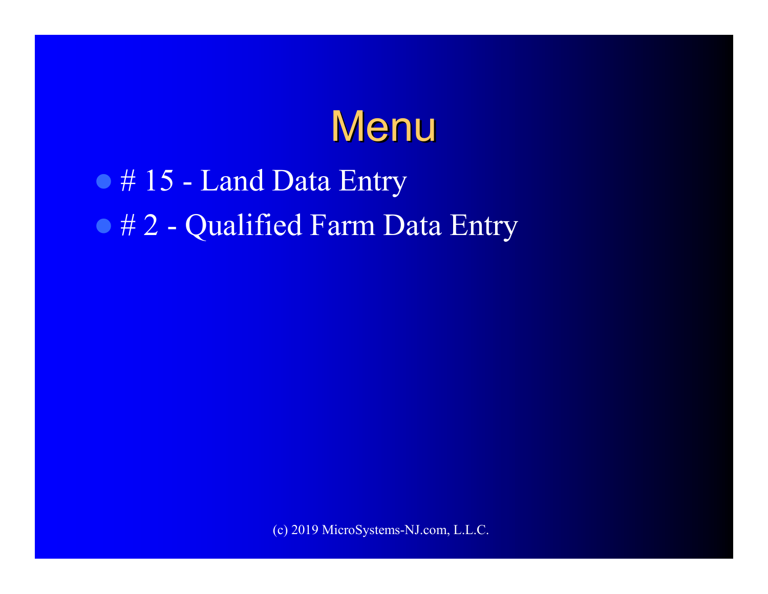# Menu

- # 15 - Land Data Entry
- # 2 - Qualified Farm Data Entry

(c) 2019 MicroSystems-NJ.com, L.L.C.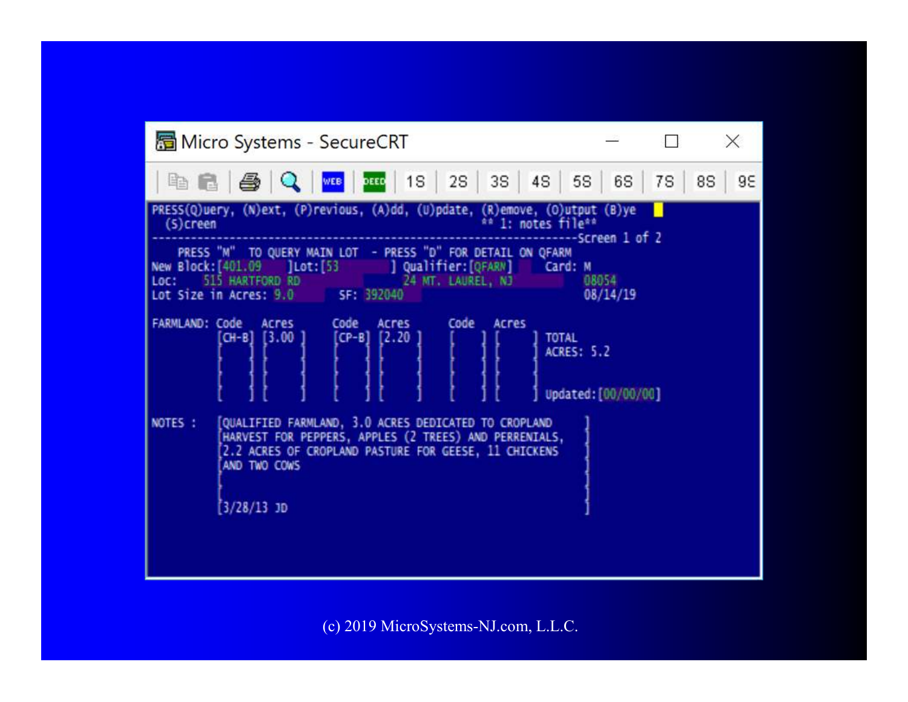Micro Systems - SecureCRT

WEB DEED 1S 2S 3S 4S 5S 6S 7S 8S 9S

```
PRESS(Q)uery, (N)ext, (P)revious, (A)dd, (U)pdate, (R)emove, (O)utput (B)ye
 (S)creen                                    ** 1: notes file**
--------------------------------------------------------------Screen 1 of 2
    PRESS "M"  TO QUERY MAIN LOT  - PRESS "D" FOR DETAIL ON QFARM
New Block:[401.09     ]Lot:[53        ] Qualifier:[QFARN]     Card: M
Loc:    515 HARTFORD RD              24 MT. LAUREL, NJ           08054
Lot Size in Acres: 9.0      SF: 392040                           08/14/19

FARMLAND: Code   Acres       Code   Acres       Code   Acres
          [CH-B] [3.00 ]     [CP-B] [2.20 ]     [    ] [     ] TOTAL
          [    ] [     ]     [    ] [     ]     [    ] [     ] ACRES: 5.2
          [    ] [     ]     [    ] [     ]     [    ] [     ]
          [    ] [     ]     [    ] [     ]     [    ] [     ] Updated:[00/00/00]

NOTES :   [QUALIFIED FARMLAND, 3.0 ACRES DEDICATED TO CROPLAND     ]
          [HARVEST FOR PEPPERS, APPLES (2 TREES) AND PERRENIALS,   ]
          [2.2 ACRES OF CROPLAND PASTURE FOR GEESE, 11 CHICKENS    ]
          [AND TWO COWS                                            ]
          [                                                        ]
          [                                                        ]
          [3/28/13 JD                                              ]
```

(c) 2019 MicroSystems-NJ.com, L.L.C.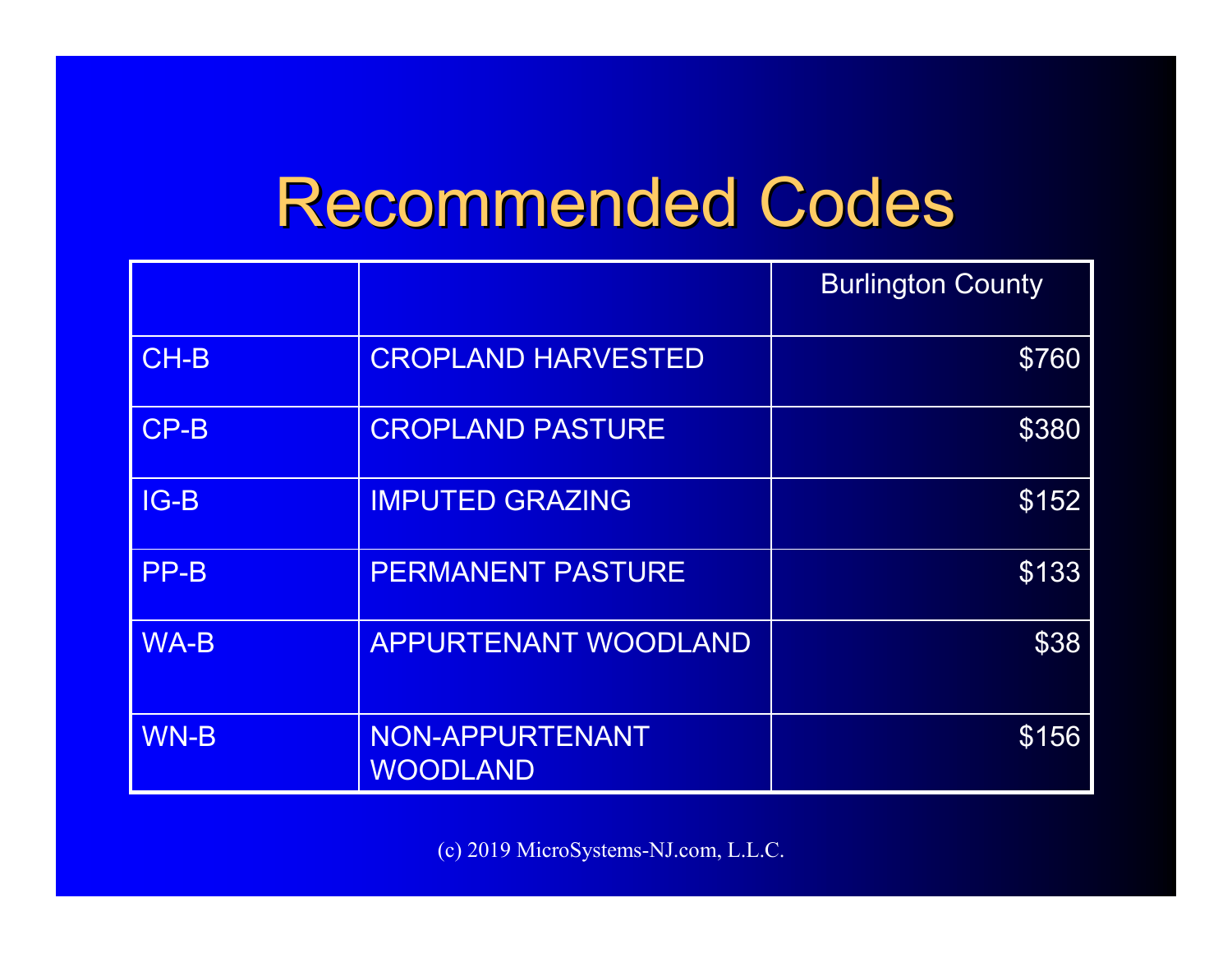# Recommended Codes

| | | Burlington County |
|---|---|---|
| CH-B | CROPLAND HARVESTED | $760 |
| CP-B | CROPLAND PASTURE | $380 |
| IG-B | IMPUTED GRAZING | $152 |
| PP-B | PERMANENT PASTURE | $133 |
| WA-B | APPURTENANT WOODLAND | $38 |
| WN-B | NON-APPURTENANT WOODLAND | $156 |

(c) 2019 MicroSystems-NJ.com, L.L.C.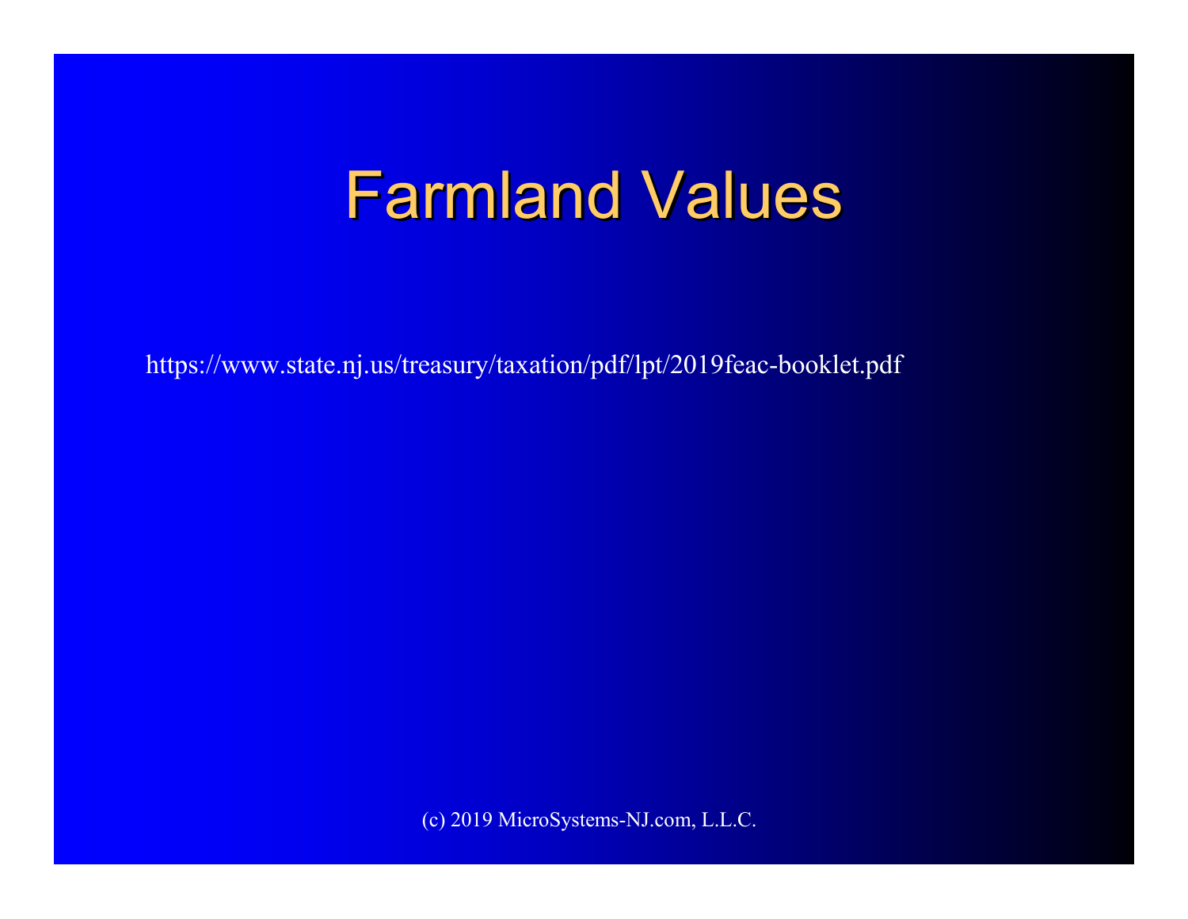# Farmland Values

https://www.state.nj.us/treasury/taxation/pdf/lpt/2019feac-booklet.pdf

(c) 2019 MicroSystems-NJ.com, L.L.C.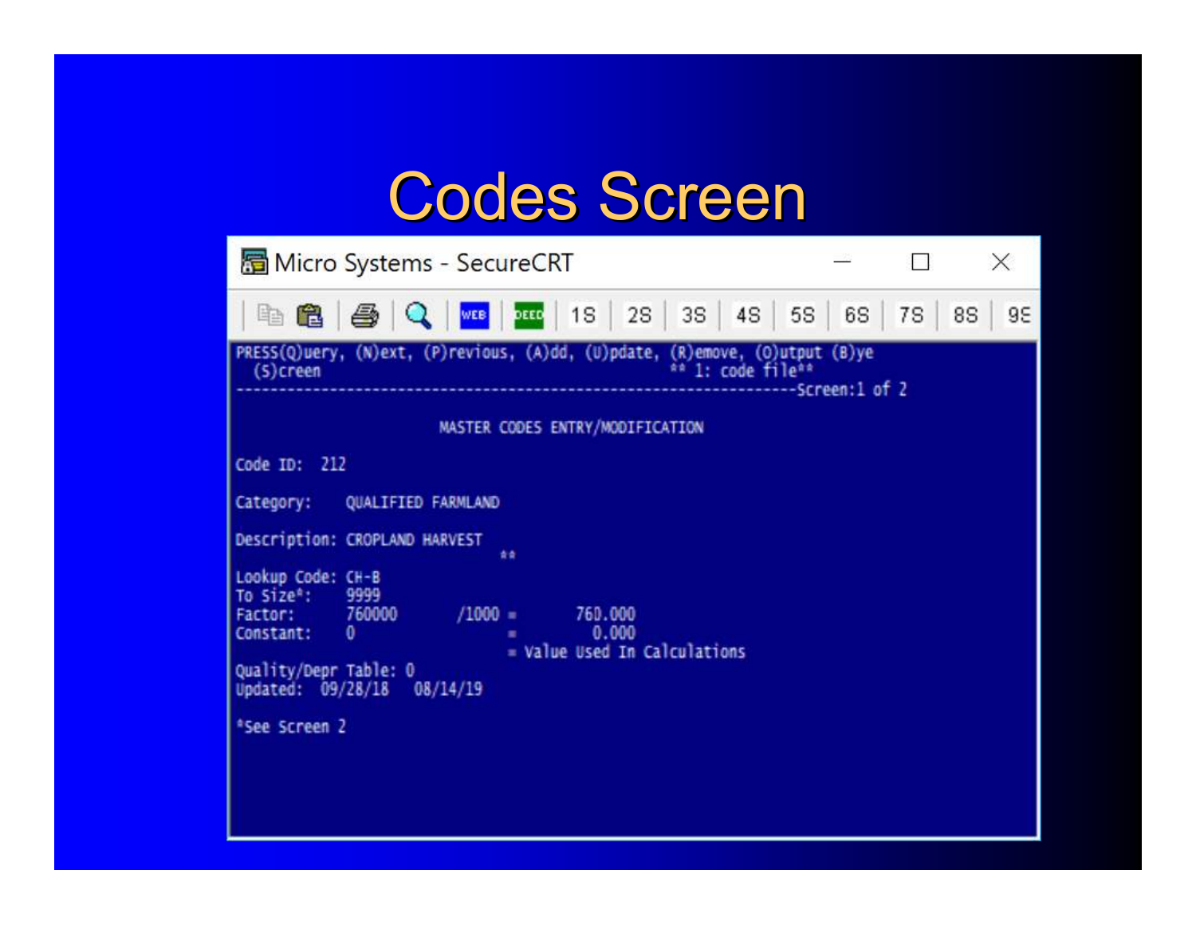# Codes Screen

```
Micro Systems - SecureCRT

PRESS(Q)uery, (N)ext, (P)revious, (A)dd, (U)pdate, (R)emove, (O)utput (B)ye
  (S)creen                                              ** 1: code file**
------------------------------------------------------------------Screen:1 of 2

                        MASTER CODES ENTRY/MODIFICATION

Code ID:  212

Category:     QUALIFIED FARMLAND

Description: CROPLAND HARVEST
                                **
Lookup Code: CH-B
To Size*:    9999
Factor:      760000       /1000 =       760.000
Constant:    0                  =         0.000
                                = Value Used In Calculations

Quality/Depr Table: 0
Updated:  09/28/18   08/14/19

*See Screen 2
```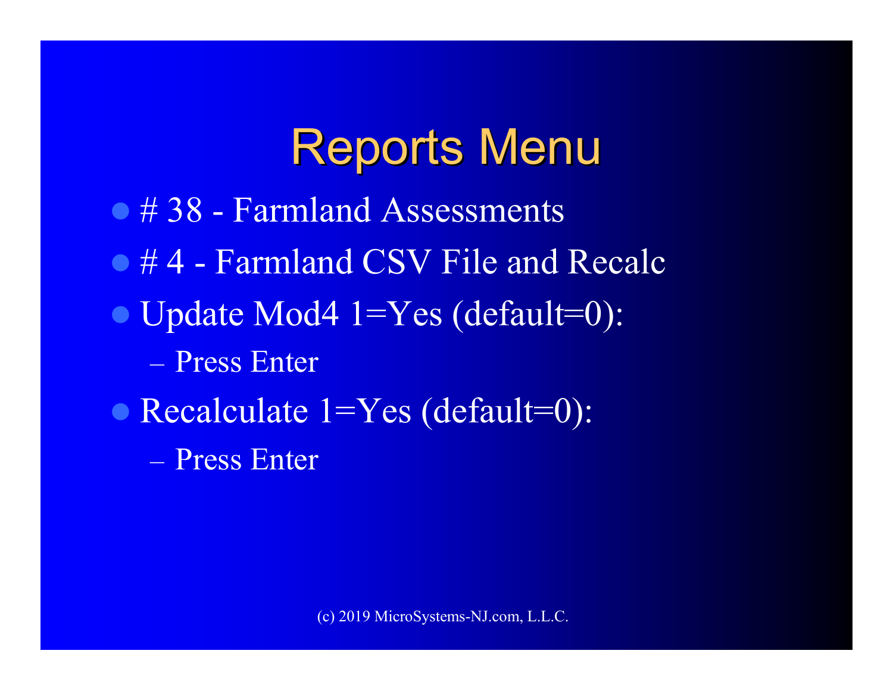# Reports Menu

- # 38 - Farmland Assessments
- # 4 - Farmland CSV File and Recalc
- Update Mod4 1=Yes (default=0):
  - Press Enter
- Recalculate 1=Yes (default=0):
  - Press Enter

(c) 2019 MicroSystems-NJ.com, L.L.C.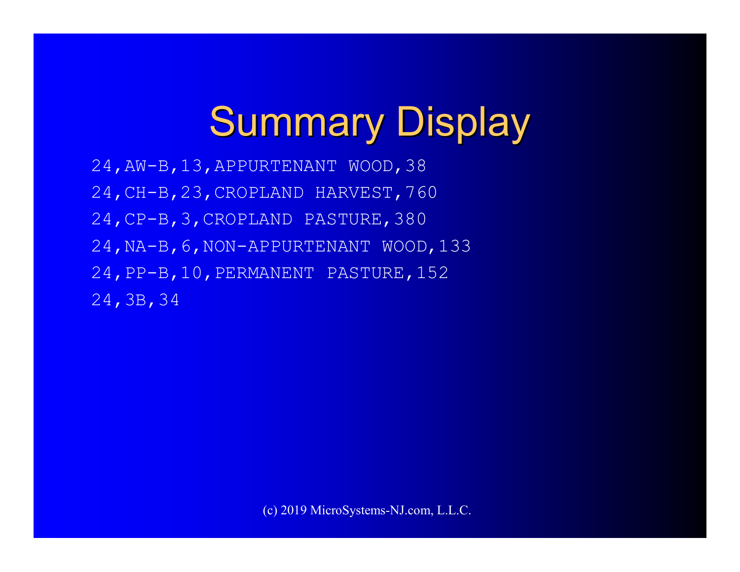# Summary Display

```
24,AW-B,13,APPURTENANT WOOD,38
24,CH-B,23,CROPLAND HARVEST,760
24,CP-B,3,CROPLAND PASTURE,380
24,NA-B,6,NON-APPURTENANT WOOD,133
24,PP-B,10,PERMANENT PASTURE,152
24,3B,34
```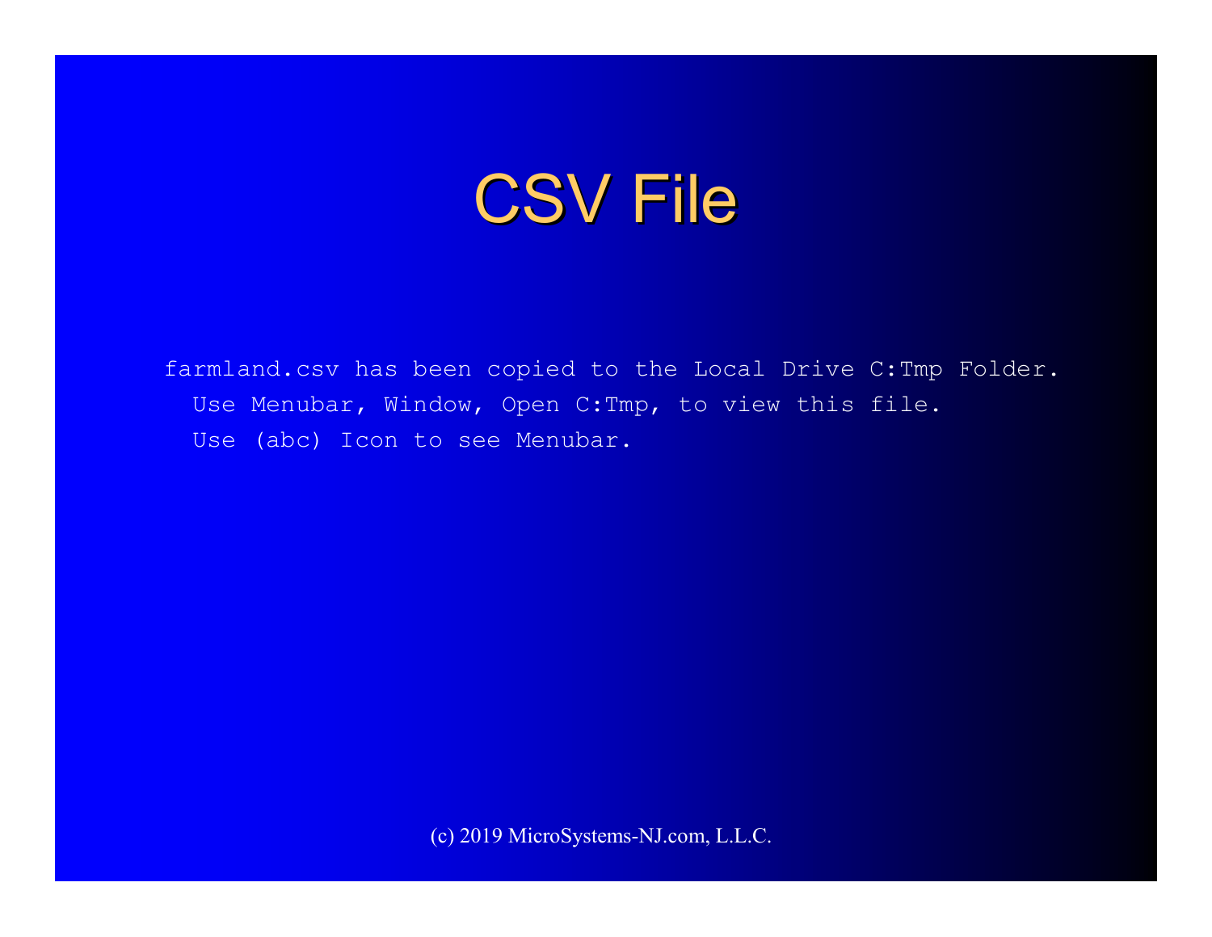# CSV File

```
farmland.csv has been copied to the Local Drive C:Tmp Folder.
  Use Menubar, Window, Open C:Tmp, to view this file.
  Use (abc) Icon to see Menubar.
```

(c) 2019 MicroSystems-NJ.com, L.L.C.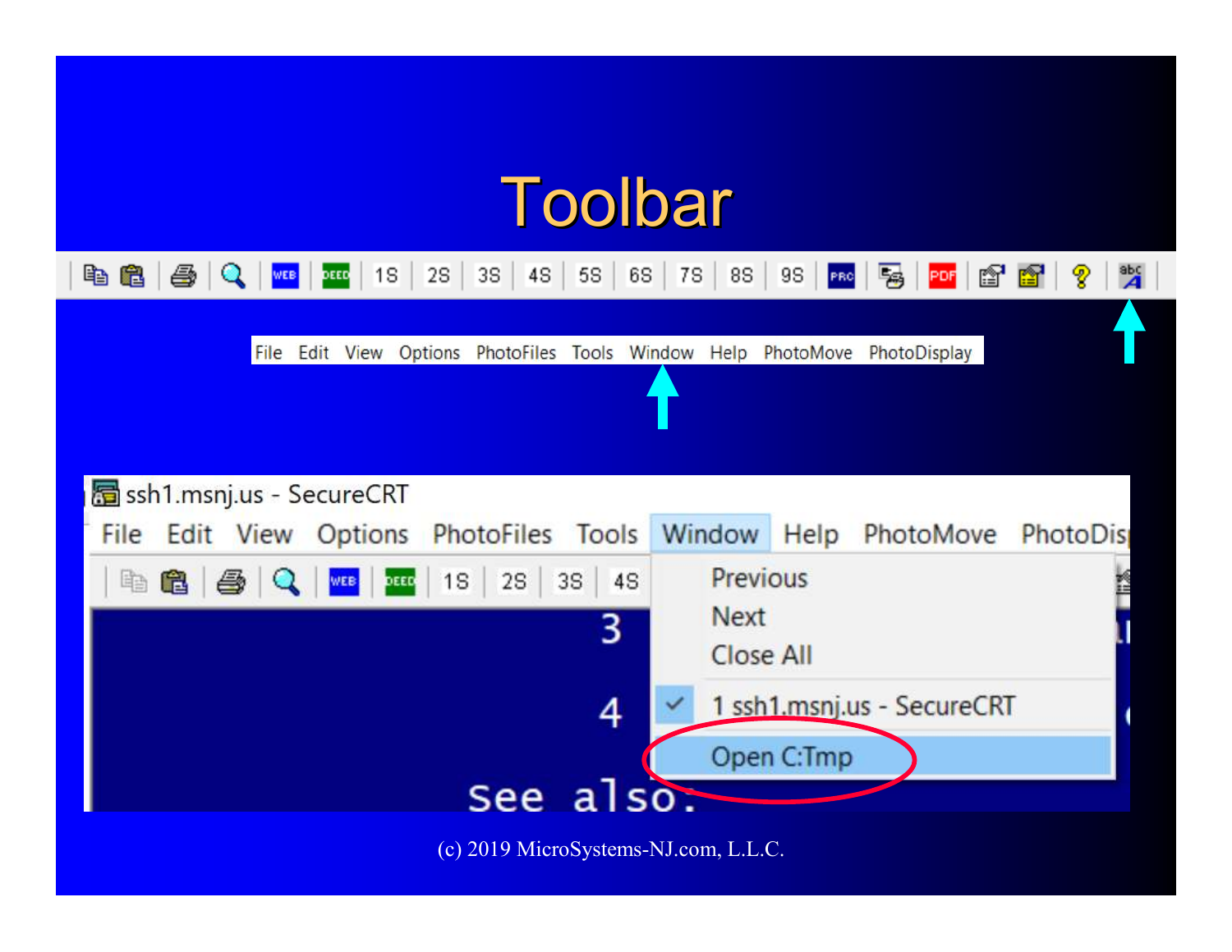# Toolbar

File Edit View Options PhotoFiles Tools Window Help PhotoMove PhotoDisplay

ssh1.msnj.us - SecureCRT

File Edit View Options PhotoFiles Tools Window Help PhotoMove PhotoDis

Previous
Next
Close All
1 ssh1.msnj.us - SecureCRT
Open C:Tmp

(c) 2019 MicroSystems-NJ.com, L.L.C.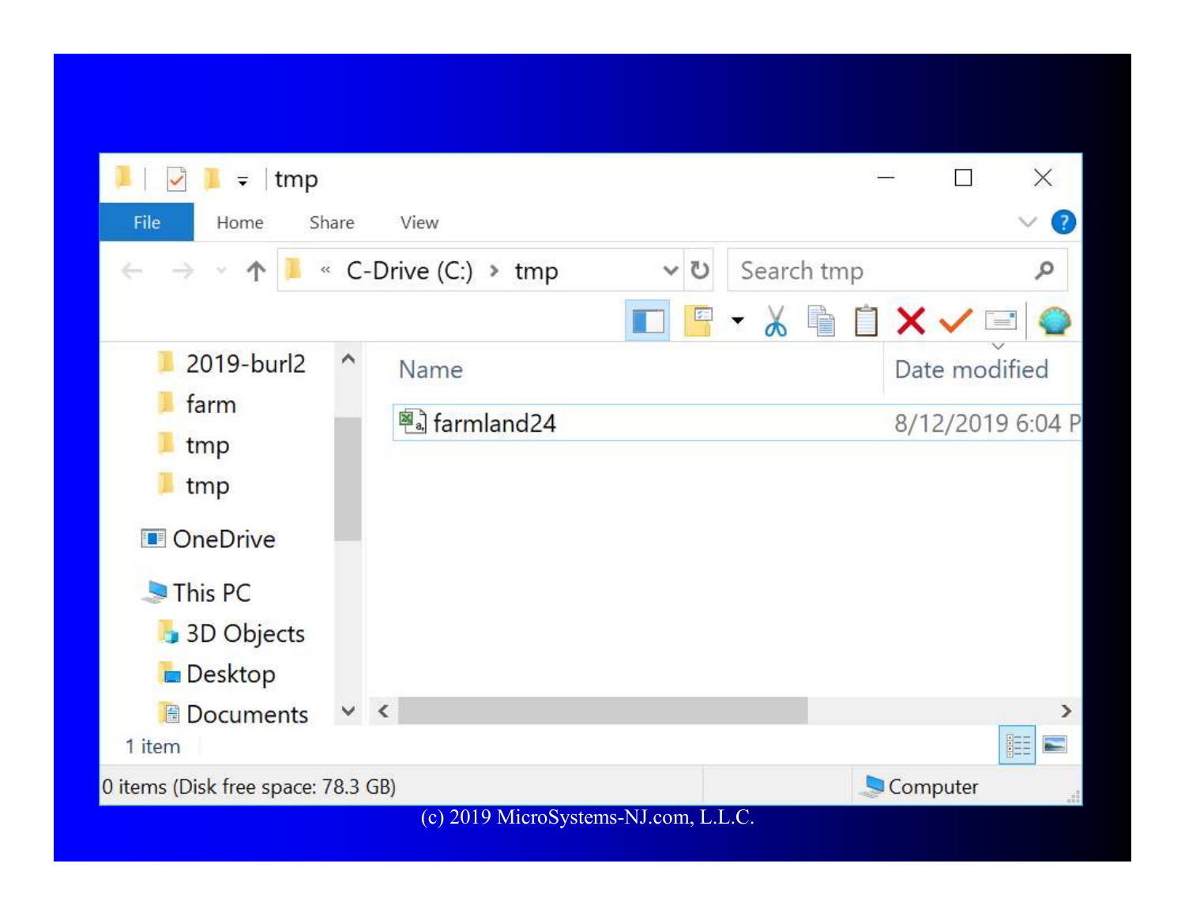tmp

File | Home | Share | View

C-Drive (C:) › tmp

Search tmp

- 2019-burl2
- farm
- tmp
- tmp
- OneDrive
- This PC
- 3D Objects
- Desktop
- Documents

| Name | Date modified |
| --- | --- |
| farmland24 | 8/12/2019 6:04 P |

1 item

0 items (Disk free space: 78.3 GB) | Computer

(c) 2019 MicroSystems-NJ.com, L.L.C.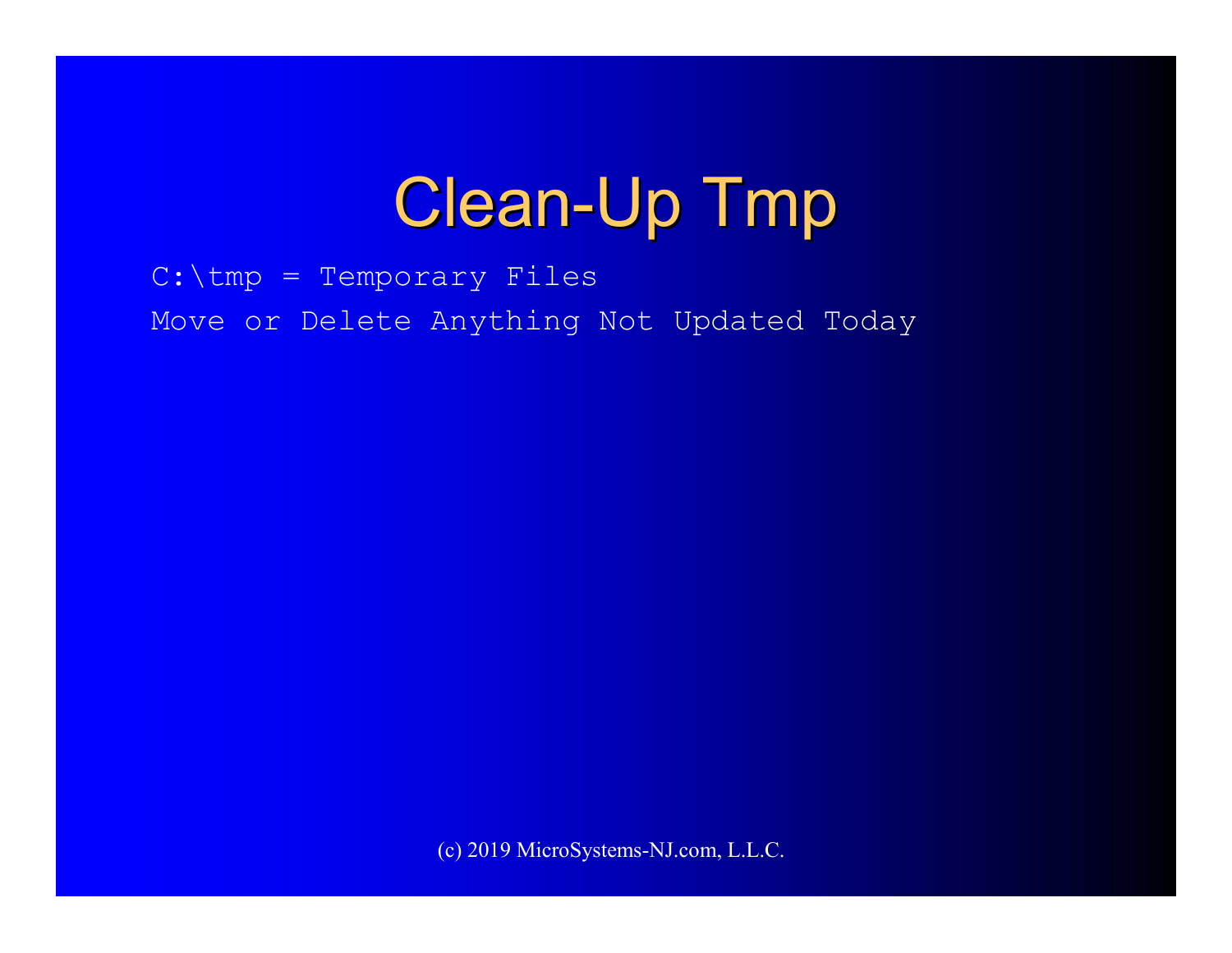# Clean-Up Tmp

```
C:\tmp = Temporary Files
Move or Delete Anything Not Updated Today
```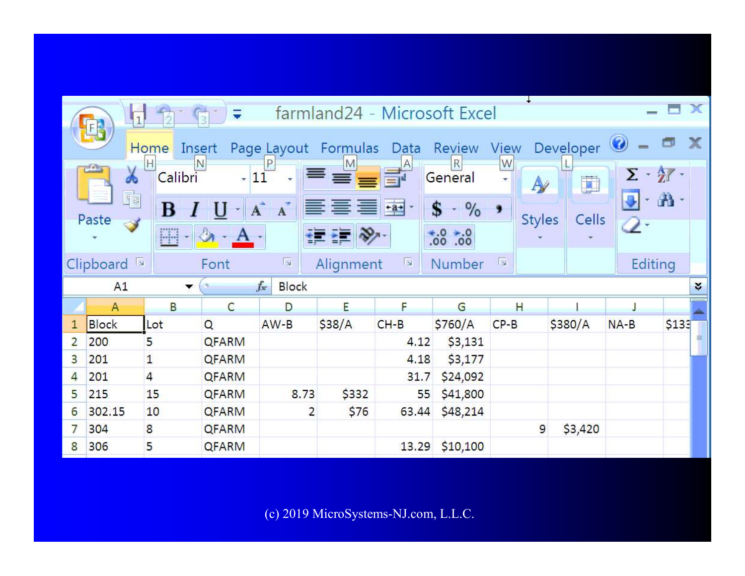farmland24 - Microsoft Excel

| | A | B | C | D | E | F | G | H | I | J | |
|---|---|---|---|---|---|---|---|---|---|---|---|
| 1 | Block | Lot | Q | AW-B | $38/A | CH-B | $760/A | CP-B | $380/A | NA-B | $133 |
| 2 | 200 | 5 | QFARM | | | 4.12 | $3,131 | | | | |
| 3 | 201 | 1 | QFARM | | | 4.18 | $3,177 | | | | |
| 4 | 201 | 4 | QFARM | | | 31.7 | $24,092 | | | | |
| 5 | 215 | 15 | QFARM | 8.73 | $332 | 55 | $41,800 | | | | |
| 6 | 302.15 | 10 | QFARM | 2 | $76 | 63.44 | $48,214 | | | | |
| 7 | 304 | 8 | QFARM | | | | | 9 | $3,420 | | |
| 8 | 306 | 5 | QFARM | | | 13.29 | $10,100 | | | | |

(c) 2019 MicroSystems-NJ.com, L.L.C.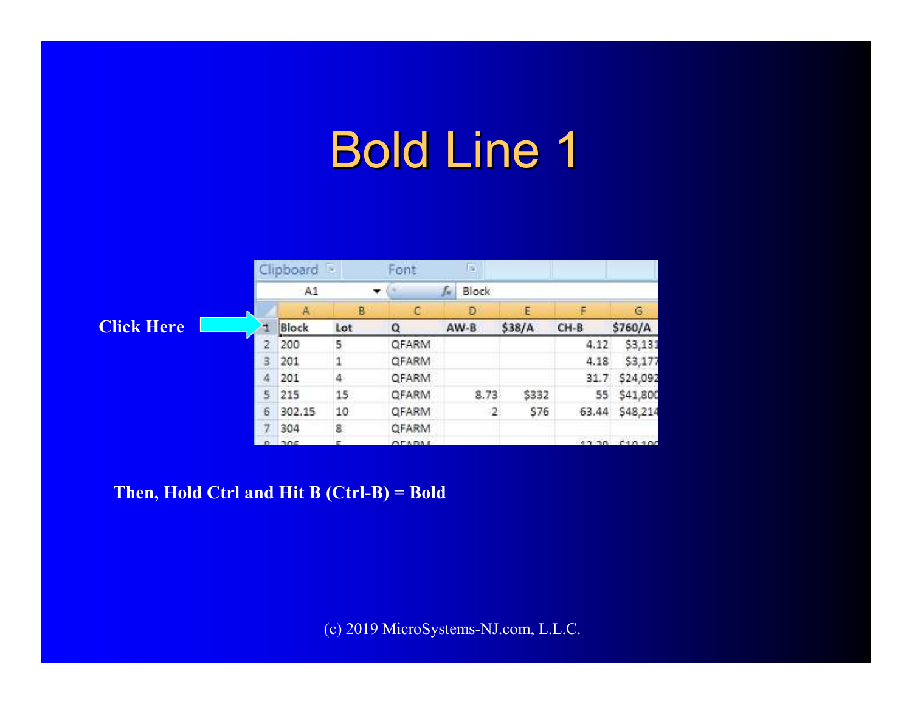# Bold Line 1

**Click Here**

**Then, Hold Ctrl and Hit B (Ctrl-B) = Bold**

(c) 2019 MicroSystems-NJ.com, L.L.C.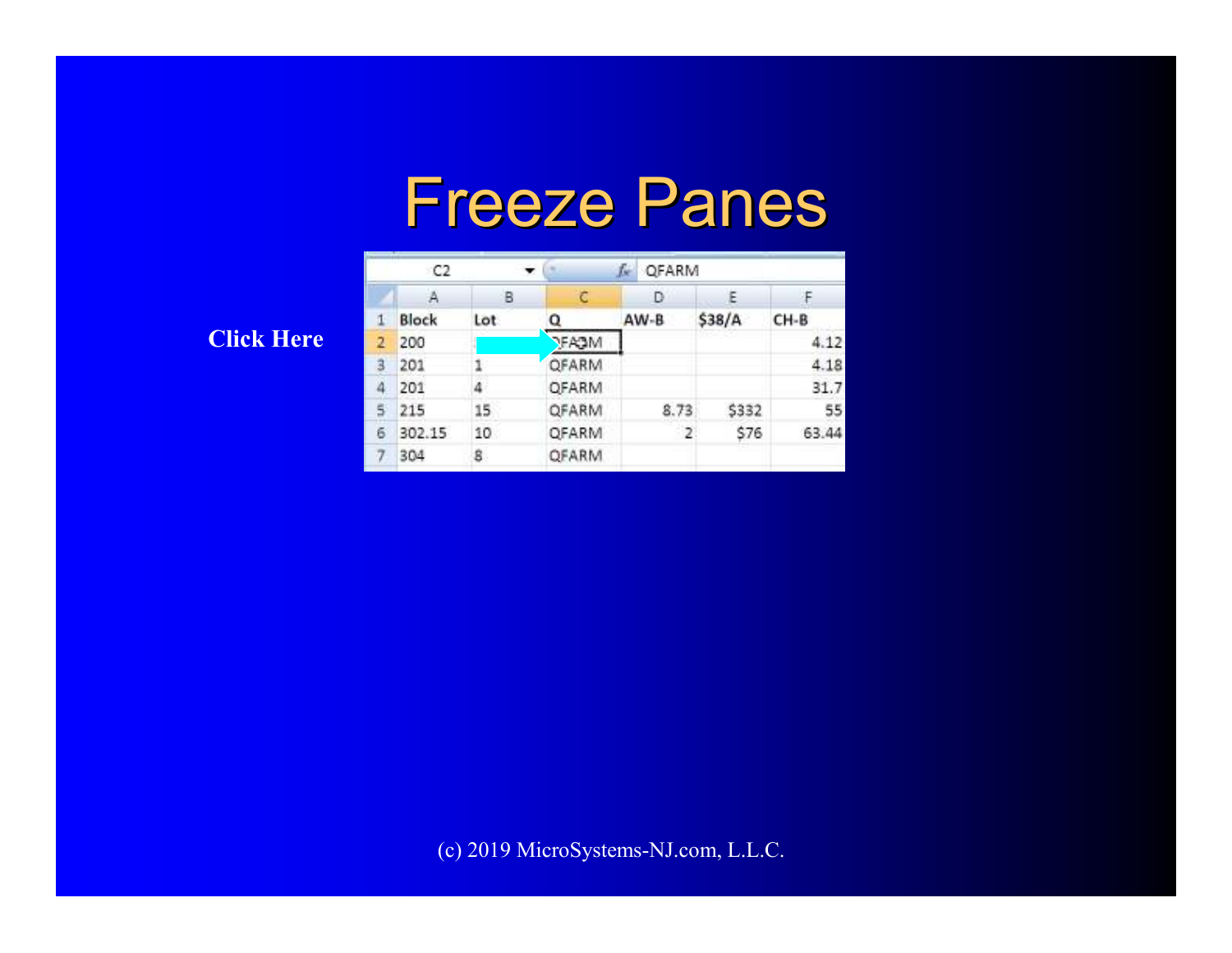# Freeze Panes

**Click Here**

| C2 | | $f_x$ QFARM | | | |
|---|---|---|---|---|---|

| | A | B | C | D | E | F |
|---|---|---|---|---|---|---|
| 1 | Block | Lot | Q | AW-B | $38/A | CH-B |
| 2 | 200 | | QFARM | | | 4.12 |
| 3 | 201 | 1 | QFARM | | | 4.18 |
| 4 | 201 | 4 | QFARM | | | 31.7 |
| 5 | 215 | 15 | QFARM | 8.73 | $332 | 55 |
| 6 | 302.15 | 10 | QFARM | 2 | $76 | 63.44 |
| 7 | 304 | 8 | QFARM | | | |

(c) 2019 MicroSystems-NJ.com, L.L.C.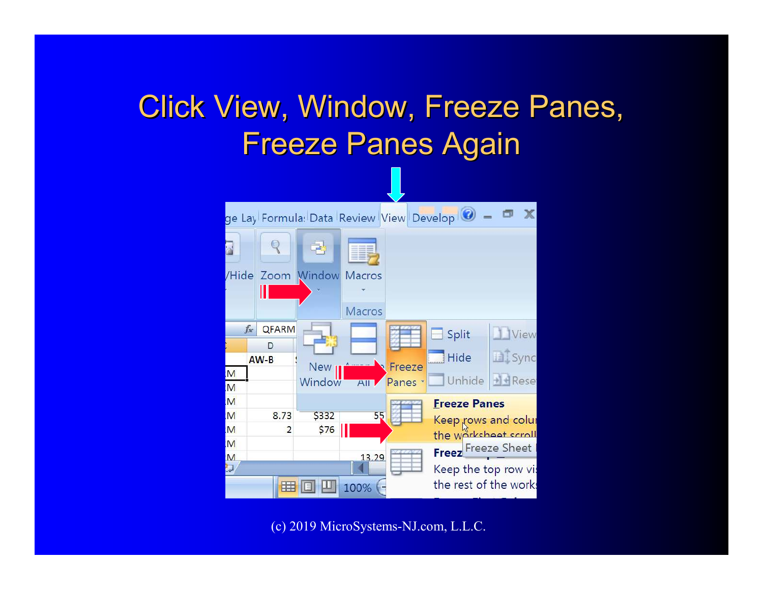# Click View, Window, Freeze Panes, Freeze Panes Again

(c) 2019 MicroSystems-NJ.com, L.L.C.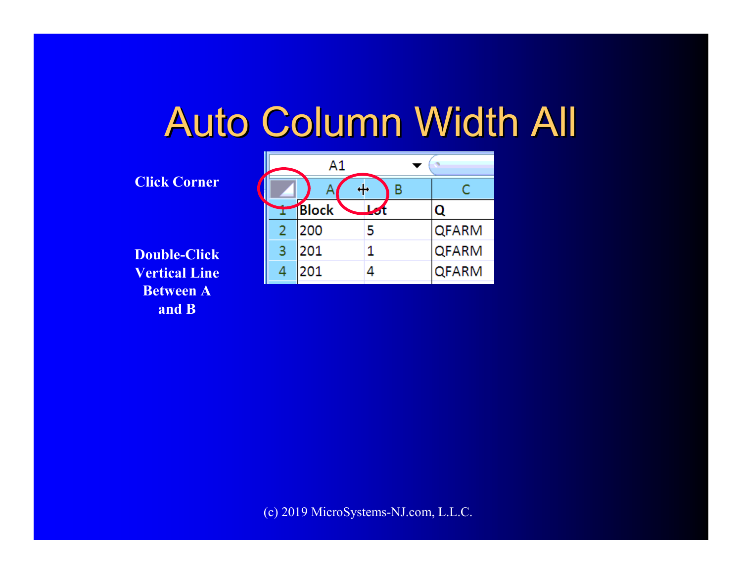# Auto Column Width All

**Click Corner**

**Double-Click Vertical Line Between A and B**

| | A | B | C |
|---|---|---|---|
| 1 | Block | Lot | Q |
| 2 | 200 | 5 | QFARM |
| 3 | 201 | 1 | QFARM |
| 4 | 201 | 4 | QFARM |

(c) 2019 MicroSystems-NJ.com, L.L.C.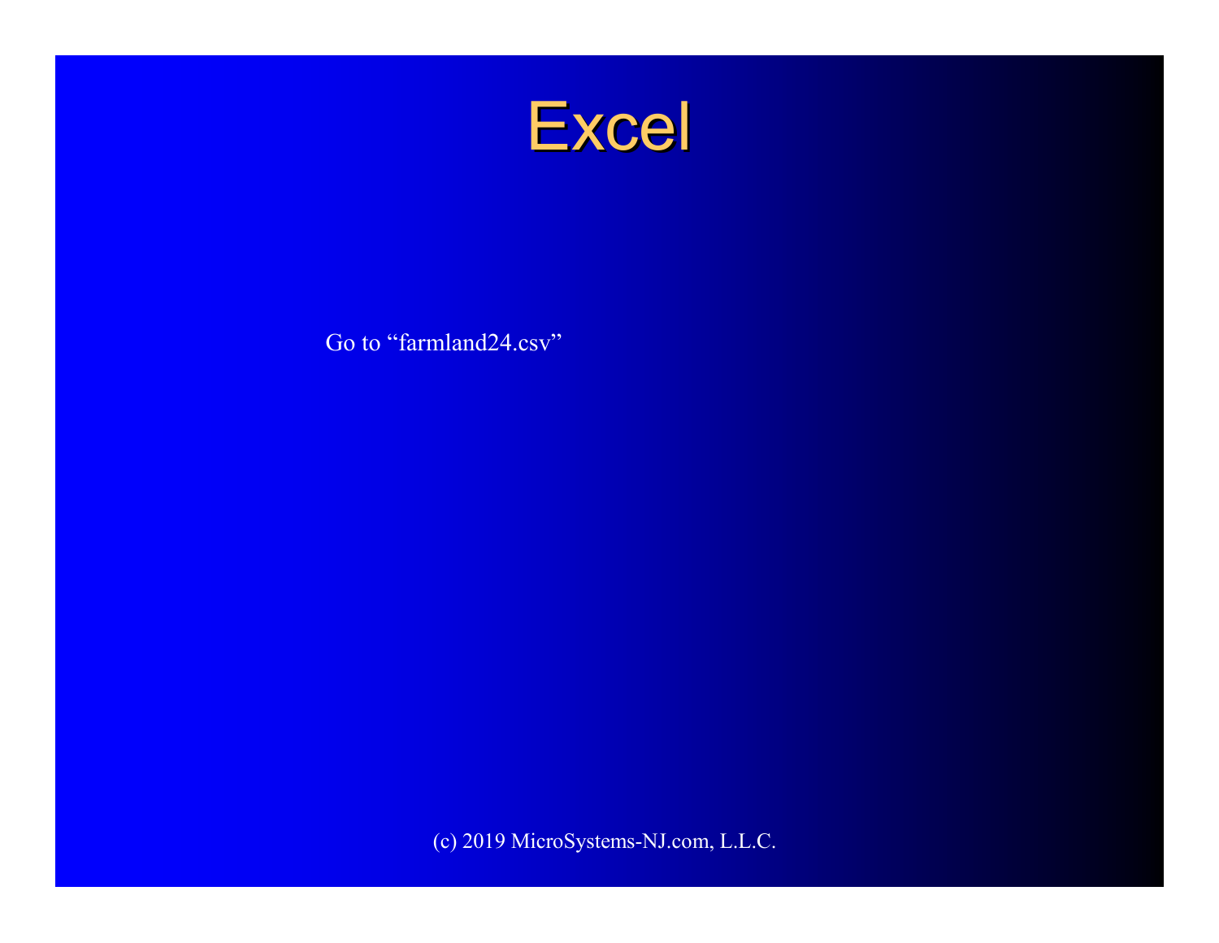# Excel

Go to “farmland24.csv”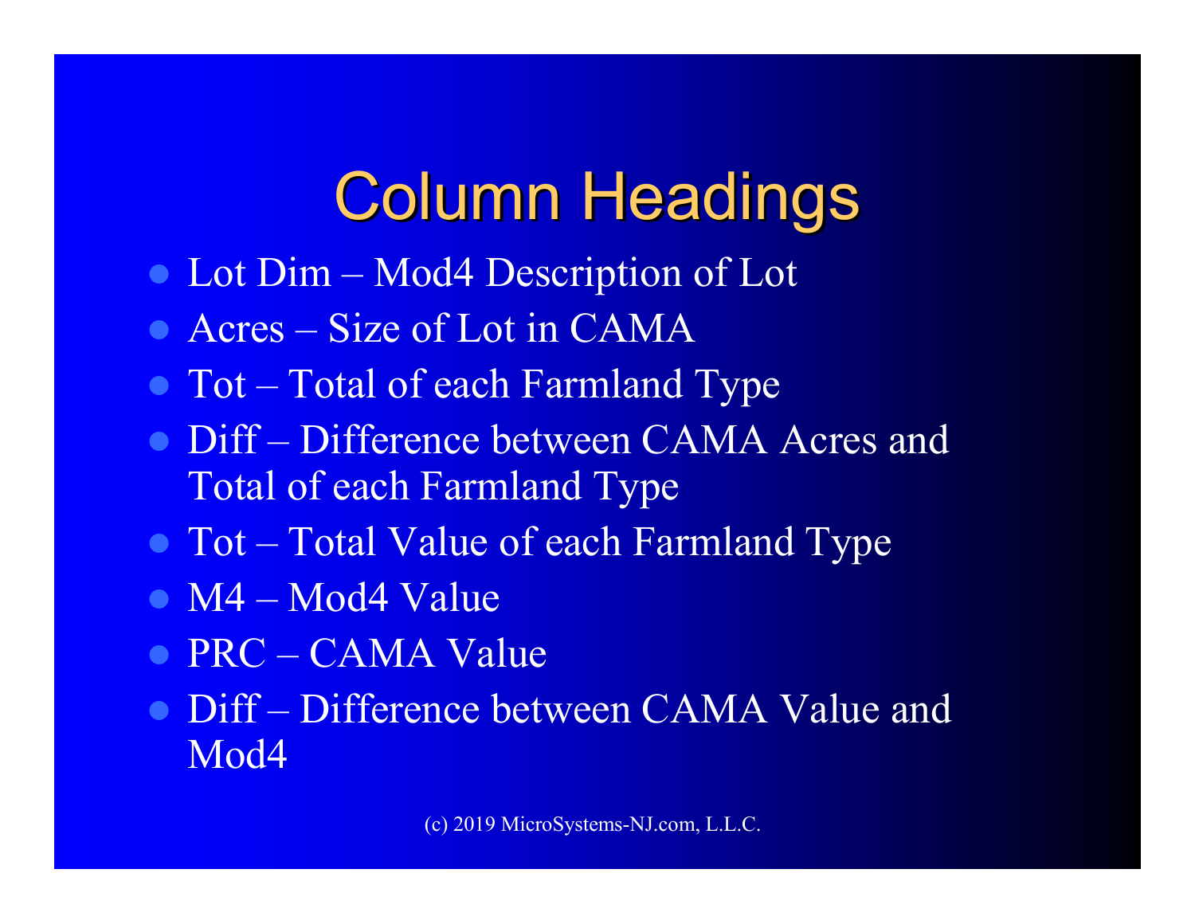# Column Headings

- Lot Dim – Mod4 Description of Lot
- Acres – Size of Lot in CAMA
- Tot – Total of each Farmland Type
- Diff – Difference between CAMA Acres and Total of each Farmland Type
- Tot – Total Value of each Farmland Type
- M4 – Mod4 Value
- PRC – CAMA Value
- Diff – Difference between CAMA Value and Mod4

(c) 2019 MicroSystems-NJ.com, L.L.C.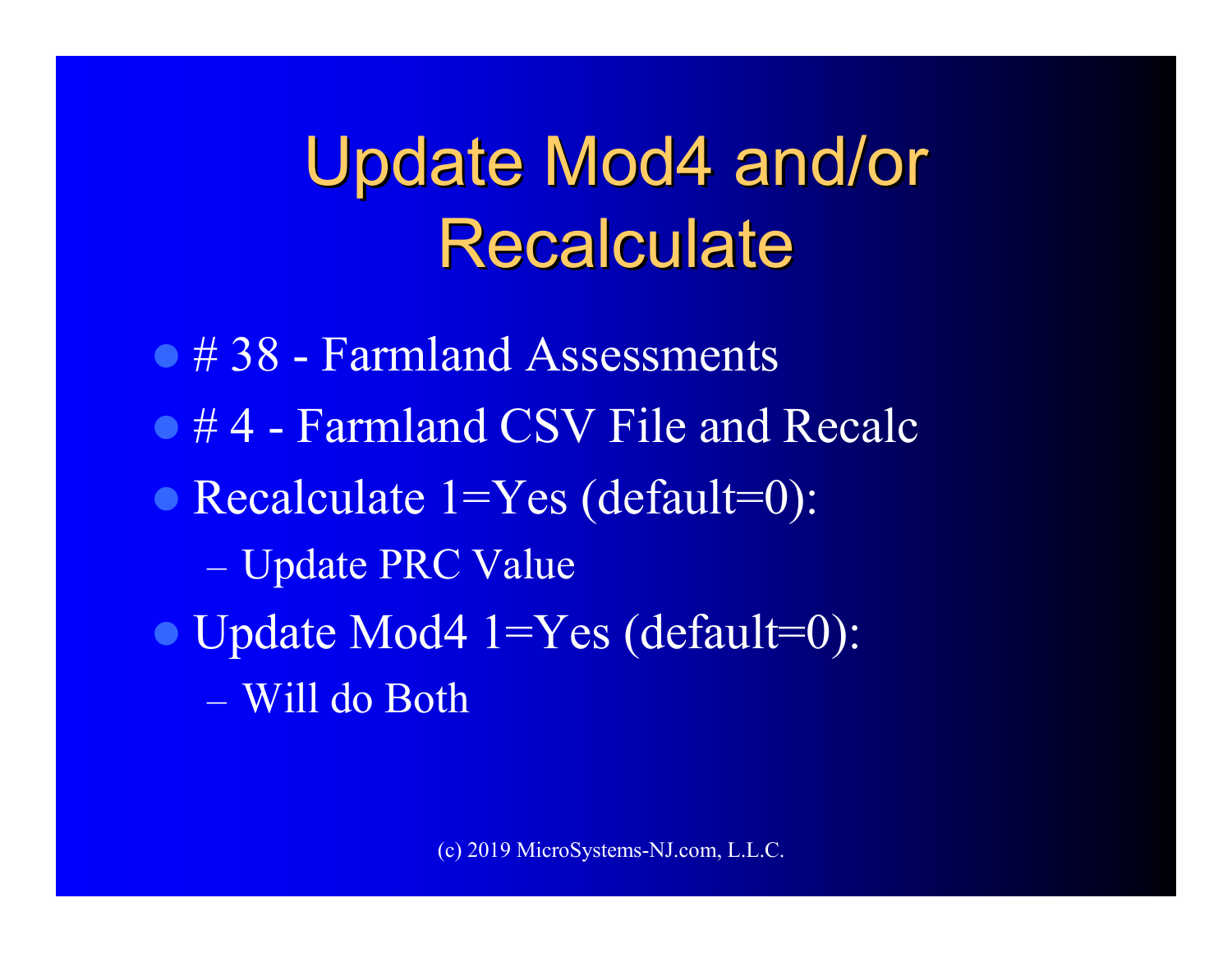# Update Mod4 and/or Recalculate

- # 38 - Farmland Assessments
- # 4 - Farmland CSV File and Recalc
- Recalculate 1=Yes (default=0):
  - Update PRC Value
- Update Mod4 1=Yes (default=0):
  - Will do Both

(c) 2019 MicroSystems-NJ.com, L.L.C.